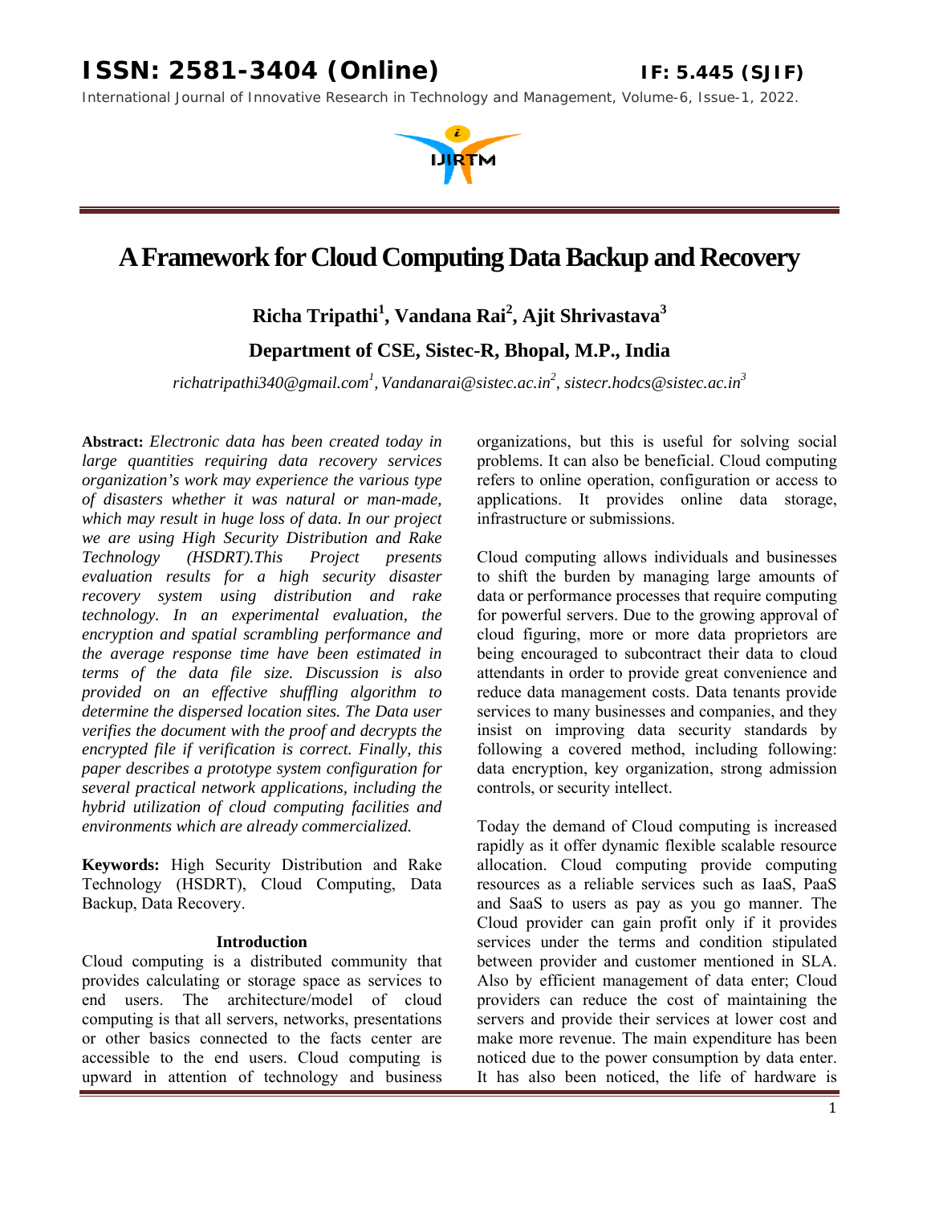# A Framework for Cloud Computing Data Backup and Recovery

**Richa Tripathi[1], Vandana Rai[2], Ajit Shrivastava[3]**

**Department of CSE, Sistec-R, Bhopal, M.P., India**

*richatripathi340@gmail.com[1], Vandanarai@sistec.ac.in[2], sistecr.hodcs@sistec.ac.in[3]*

**Abstract:** *Electronic data has been created today in large quantities requiring data recovery services organization's work may experience the various type of disasters whether it was natural or man-made, which may result in huge loss of data. In our project we are using High Security Distribution and Rake Technology (HSDRT).This Project presents evaluation results for a high security disaster recovery system using distribution and rake technology. In an experimental evaluation, the encryption and spatial scrambling performance and the average response time have been estimated in terms of the data file size. Discussion is also provided on an effective shuffling algorithm to determine the dispersed location sites. The Data user verifies the document with the proof and decrypts the encrypted file if verification is correct. Finally, this paper describes a prototype system configuration for several practical network applications, including the hybrid utilization of cloud computing facilities and environments which are already commercialized.*

**Keywords:** High Security Distribution and Rake Technology (HSDRT), Cloud Computing, Data Backup, Data Recovery.

## Introduction

Cloud computing is a distributed community that provides calculating or storage space as services to end users. The architecture/model of cloud computing is that all servers, networks, presentations or other basics connected to the facts center are accessible to the end users. Cloud computing is upward in attention of technology and business organizations, but this is useful for solving social problems. It can also be beneficial. Cloud computing refers to online operation, configuration or access to applications. It provides online data storage, infrastructure or submissions.

Cloud computing allows individuals and businesses to shift the burden by managing large amounts of data or performance processes that require computing for powerful servers. Due to the growing approval of cloud figuring, more or more data proprietors are being encouraged to subcontract their data to cloud attendants in order to provide great convenience and reduce data management costs. Data tenants provide services to many businesses and companies, and they insist on improving data security standards by following a covered method, including following: data encryption, key organization, strong admission controls, or security intellect.

Today the demand of Cloud computing is increased rapidly as it offer dynamic flexible scalable resource allocation. Cloud computing provide computing resources as a reliable services such as IaaS, PaaS and SaaS to users as pay as you go manner. The Cloud provider can gain profit only if it provides services under the terms and condition stipulated between provider and customer mentioned in SLA. Also by efficient management of data enter; Cloud providers can reduce the cost of maintaining the servers and provide their services at lower cost and make more revenue. The main expenditure has been noticed due to the power consumption by data enter. It has also been noticed, the life of hardware is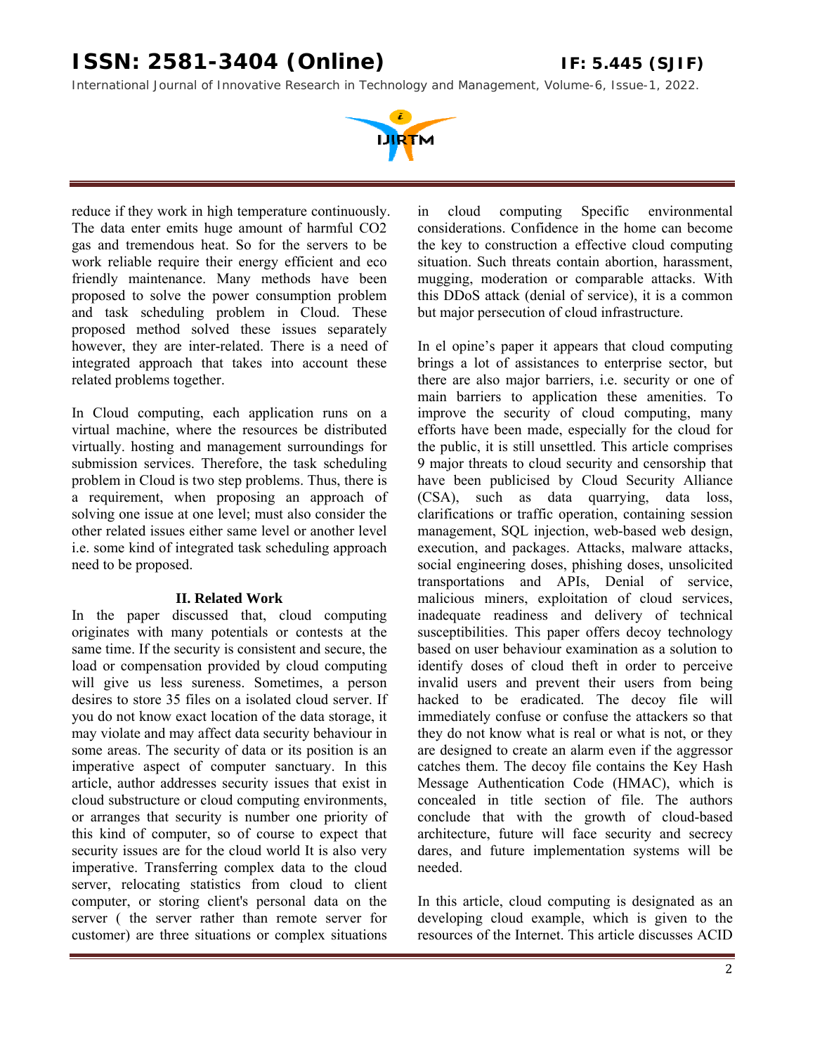reduce if they work in high temperature continuously. The data enter emits huge amount of harmful CO2 gas and tremendous heat. So for the servers to be work reliable require their energy efficient and eco friendly maintenance. Many methods have been proposed to solve the power consumption problem and task scheduling problem in Cloud. These proposed method solved these issues separately however, they are inter-related. There is a need of integrated approach that takes into account these related problems together.

In Cloud computing, each application runs on a virtual machine, where the resources be distributed virtually. hosting and management surroundings for submission services. Therefore, the task scheduling problem in Cloud is two step problems. Thus, there is a requirement, when proposing an approach of solving one issue at one level; must also consider the other related issues either same level or another level i.e. some kind of integrated task scheduling approach need to be proposed.

## II. Related Work

In the paper discussed that, cloud computing originates with many potentials or contests at the same time. If the security is consistent and secure, the load or compensation provided by cloud computing will give us less sureness. Sometimes, a person desires to store 35 files on a isolated cloud server. If you do not know exact location of the data storage, it may violate and may affect data security behaviour in some areas. The security of data or its position is an imperative aspect of computer sanctuary. In this article, author addresses security issues that exist in cloud substructure or cloud computing environments, or arranges that security is number one priority of this kind of computer, so of course to expect that security issues are for the cloud world It is also very imperative. Transferring complex data to the cloud server, relocating statistics from cloud to client computer, or storing client's personal data on the server ( the server rather than remote server for customer) are three situations or complex situations in cloud computing Specific environmental considerations. Confidence in the home can become the key to construction a effective cloud computing situation. Such threats contain abortion, harassment, mugging, moderation or comparable attacks. With this DDoS attack (denial of service), it is a common but major persecution of cloud infrastructure.

In el opine's paper it appears that cloud computing brings a lot of assistances to enterprise sector, but there are also major barriers, i.e. security or one of main barriers to application these amenities. To improve the security of cloud computing, many efforts have been made, especially for the cloud for the public, it is still unsettled. This article comprises 9 major threats to cloud security and censorship that have been publicised by Cloud Security Alliance (CSA), such as data quarrying, data loss, clarifications or traffic operation, containing session management, SQL injection, web-based web design, execution, and packages. Attacks, malware attacks, social engineering doses, phishing doses, unsolicited transportations and APIs, Denial of service, malicious miners, exploitation of cloud services, inadequate readiness and delivery of technical susceptibilities. This paper offers decoy technology based on user behaviour examination as a solution to identify doses of cloud theft in order to perceive invalid users and prevent their users from being hacked to be eradicated. The decoy file will immediately confuse or confuse the attackers so that they do not know what is real or what is not, or they are designed to create an alarm even if the aggressor catches them. The decoy file contains the Key Hash Message Authentication Code (HMAC), which is concealed in title section of file. The authors conclude that with the growth of cloud-based architecture, future will face security and secrecy dares, and future implementation systems will be needed.

In this article, cloud computing is designated as an developing cloud example, which is given to the resources of the Internet. This article discusses ACID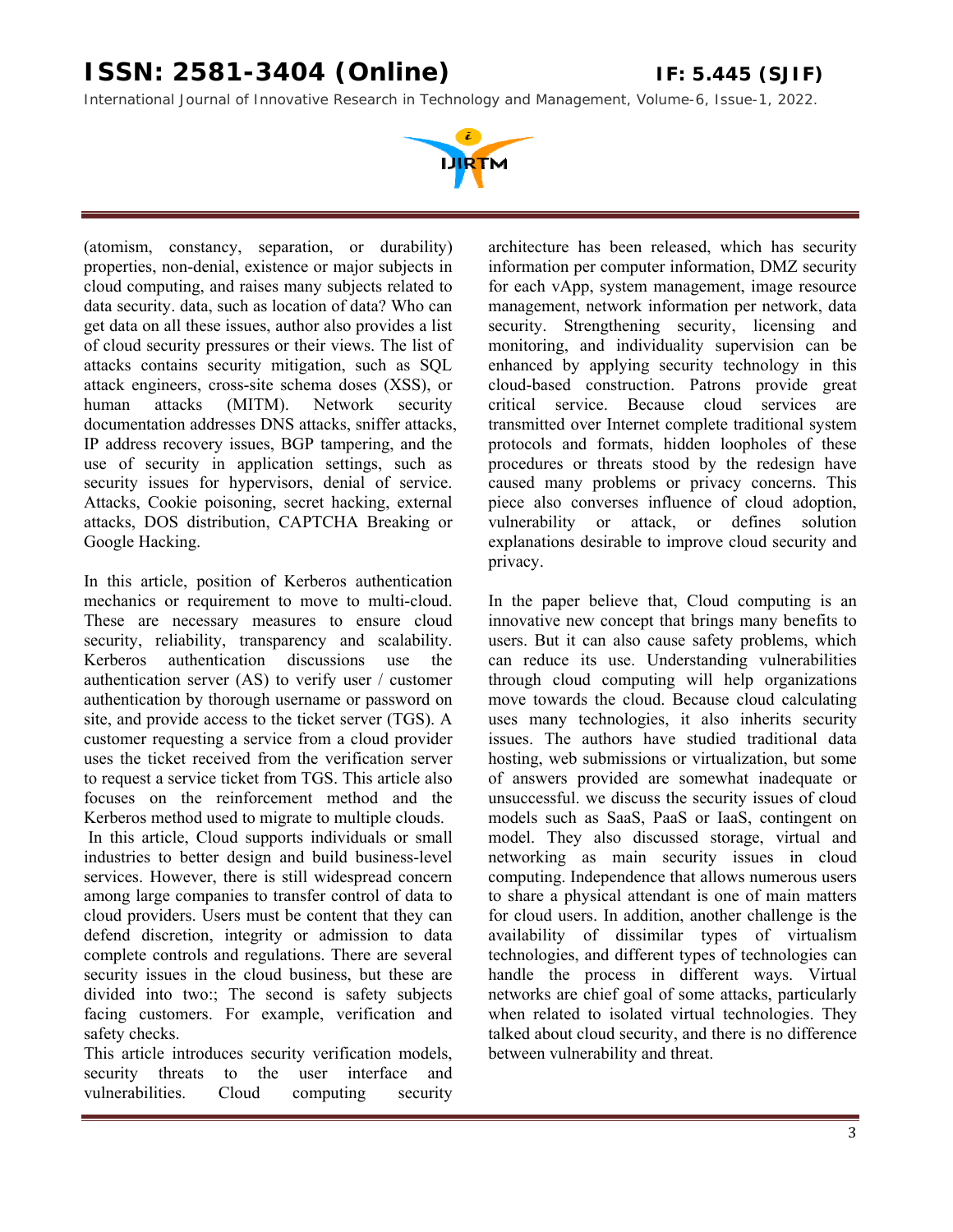(atomism, constancy, separation, or durability) properties, non-denial, existence or major subjects in cloud computing, and raises many subjects related to data security. data, such as location of data? Who can get data on all these issues, author also provides a list of cloud security pressures or their views. The list of attacks contains security mitigation, such as SQL attack engineers, cross-site schema doses (XSS), or human attacks (MITM). Network security documentation addresses DNS attacks, sniffer attacks, IP address recovery issues, BGP tampering, and the use of security in application settings, such as security issues for hypervisors, denial of service. Attacks, Cookie poisoning, secret hacking, external attacks, DOS distribution, CAPTCHA Breaking or Google Hacking.

In this article, position of Kerberos authentication mechanics or requirement to move to multi-cloud. These are necessary measures to ensure cloud security, reliability, transparency and scalability. Kerberos authentication discussions use the authentication server (AS) to verify user / customer authentication by thorough username or password on site, and provide access to the ticket server (TGS). A customer requesting a service from a cloud provider uses the ticket received from the verification server to request a service ticket from TGS. This article also focuses on the reinforcement method and the Kerberos method used to migrate to multiple clouds.

In this article, Cloud supports individuals or small industries to better design and build business-level services. However, there is still widespread concern among large companies to transfer control of data to cloud providers. Users must be content that they can defend discretion, integrity or admission to data complete controls and regulations. There are several security issues in the cloud business, but these are divided into two:; The second is safety subjects facing customers. For example, verification and safety checks.

This article introduces security verification models, security threats to the user interface and vulnerabilities. Cloud computing security architecture has been released, which has security information per computer information, DMZ security for each vApp, system management, image resource management, network information per network, data security. Strengthening security, licensing and monitoring, and individuality supervision can be enhanced by applying security technology in this cloud-based construction. Patrons provide great critical service. Because cloud services are transmitted over Internet complete traditional system protocols and formats, hidden loopholes of these procedures or threats stood by the redesign have caused many problems or privacy concerns. This piece also converses influence of cloud adoption, vulnerability or attack, or defines solution explanations desirable to improve cloud security and privacy.

In the paper believe that, Cloud computing is an innovative new concept that brings many benefits to users. But it can also cause safety problems, which can reduce its use. Understanding vulnerabilities through cloud computing will help organizations move towards the cloud. Because cloud calculating uses many technologies, it also inherits security issues. The authors have studied traditional data hosting, web submissions or virtualization, but some of answers provided are somewhat inadequate or unsuccessful. we discuss the security issues of cloud models such as SaaS, PaaS or IaaS, contingent on model. They also discussed storage, virtual and networking as main security issues in cloud computing. Independence that allows numerous users to share a physical attendant is one of main matters for cloud users. In addition, another challenge is the availability of dissimilar types of virtualism technologies, and different types of technologies can handle the process in different ways. Virtual networks are chief goal of some attacks, particularly when related to isolated virtual technologies. They talked about cloud security, and there is no difference between vulnerability and threat.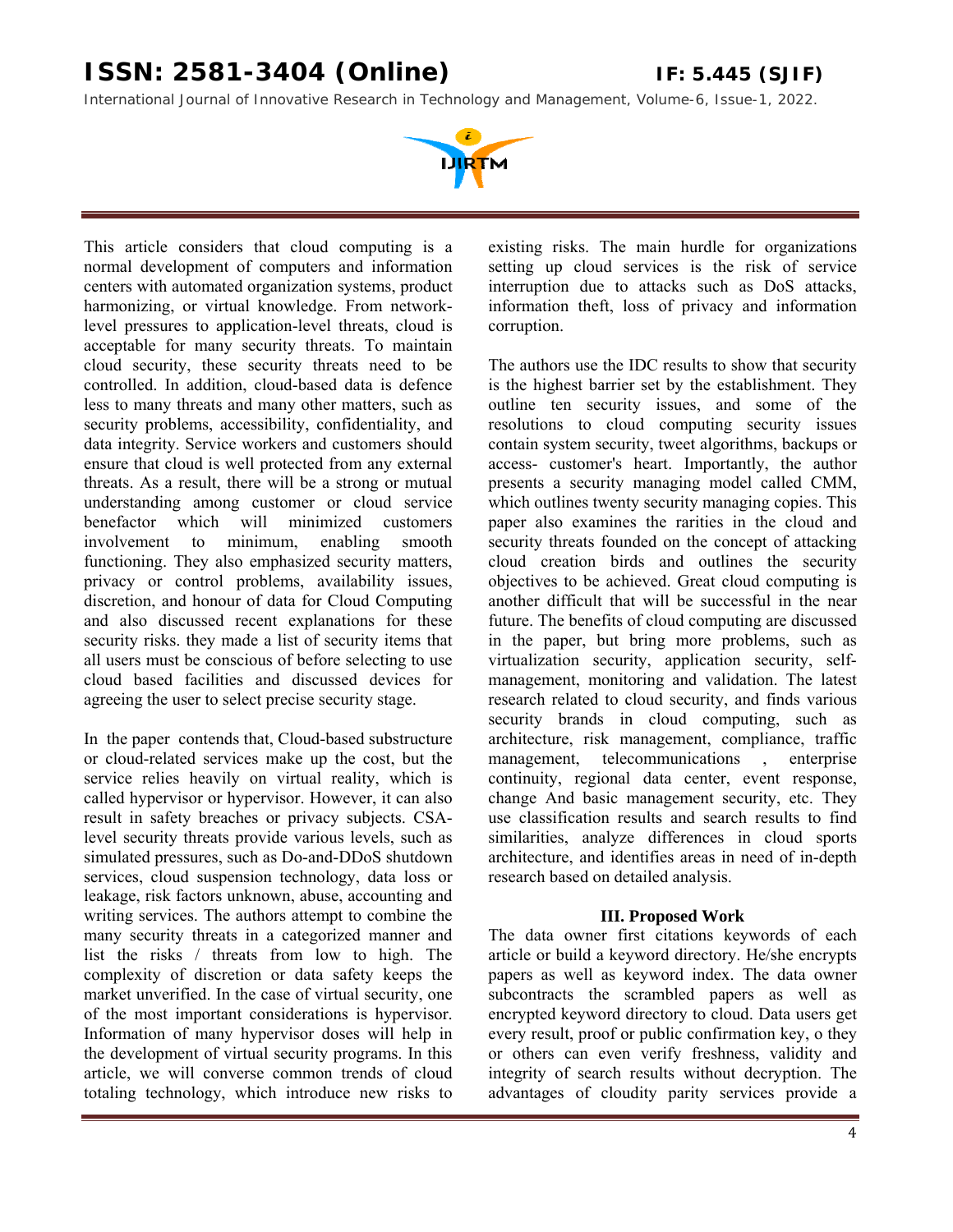This article considers that cloud computing is a normal development of computers and information centers with automated organization systems, product harmonizing, or virtual knowledge. From network-level pressures to application-level threats, cloud is acceptable for many security threats. To maintain cloud security, these security threats need to be controlled. In addition, cloud-based data is defence less to many threats and many other matters, such as security problems, accessibility, confidentiality, and data integrity. Service workers and customers should ensure that cloud is well protected from any external threats. As a result, there will be a strong or mutual understanding among customer or cloud service benefactor which will minimized customers involvement to minimum, enabling smooth functioning. They also emphasized security matters, privacy or control problems, availability issues, discretion, and honour of data for Cloud Computing and also discussed recent explanations for these security risks. they made a list of security items that all users must be conscious of before selecting to use cloud based facilities and discussed devices for agreeing the user to select precise security stage.

In the paper contends that, Cloud-based substructure or cloud-related services make up the cost, but the service relies heavily on virtual reality, which is called hypervisor or hypervisor. However, it can also result in safety breaches or privacy subjects. CSA-level security threats provide various levels, such as simulated pressures, such as Do-and-DDoS shutdown services, cloud suspension technology, data loss or leakage, risk factors unknown, abuse, accounting and writing services. The authors attempt to combine the many security threats in a categorized manner and list the risks / threats from low to high. The complexity of discretion or data safety keeps the market unverified. In the case of virtual security, one of the most important considerations is hypervisor. Information of many hypervisor doses will help in the development of virtual security programs. In this article, we will converse common trends of cloud totaling technology, which introduce new risks to existing risks. The main hurdle for organizations setting up cloud services is the risk of service interruption due to attacks such as DoS attacks, information theft, loss of privacy and information corruption.

The authors use the IDC results to show that security is the highest barrier set by the establishment. They outline ten security issues, and some of the resolutions to cloud computing security issues contain system security, tweet algorithms, backups or access- customer's heart. Importantly, the author presents a security managing model called CMM, which outlines twenty security managing copies. This paper also examines the rarities in the cloud and security threats founded on the concept of attacking cloud creation birds and outlines the security objectives to be achieved. Great cloud computing is another difficult that will be successful in the near future. The benefits of cloud computing are discussed in the paper, but bring more problems, such as virtualization security, application security, self-management, monitoring and validation. The latest research related to cloud security, and finds various security brands in cloud computing, such as architecture, risk management, compliance, traffic management, telecommunications , enterprise continuity, regional data center, event response, change And basic management security, etc. They use classification results and search results to find similarities, analyze differences in cloud sports architecture, and identifies areas in need of in-depth research based on detailed analysis.

## III. Proposed Work

The data owner first citations keywords of each article or build a keyword directory. He/she encrypts papers as well as keyword index. The data owner subcontracts the scrambled papers as well as encrypted keyword directory to cloud. Data users get every result, proof or public confirmation key, o they or others can even verify freshness, validity and integrity of search results without decryption. The advantages of cloudity parity services provide a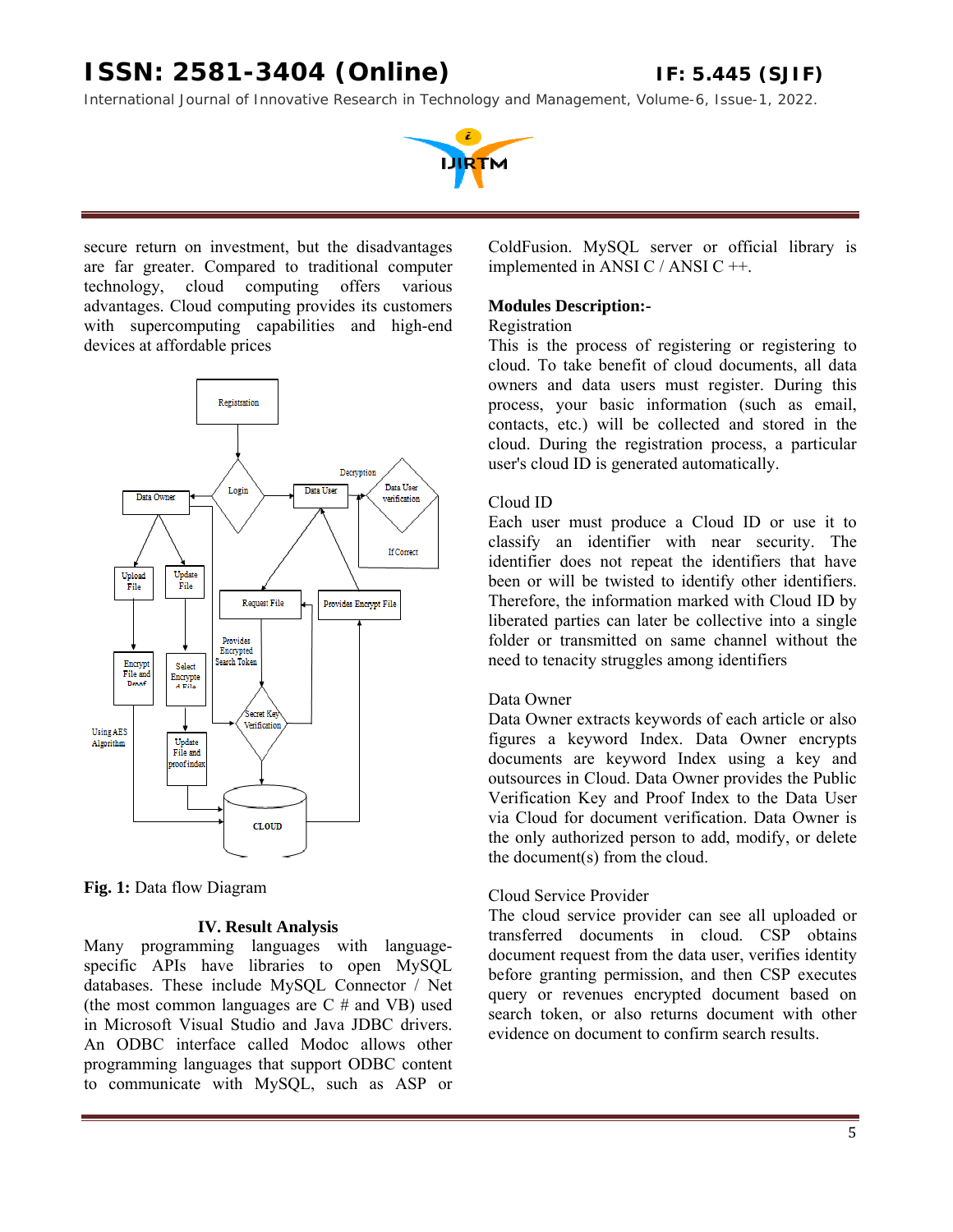secure return on investment, but the disadvantages are far greater. Compared to traditional computer technology, cloud computing offers various advantages. Cloud computing provides its customers with supercomputing capabilities and high-end devices at affordable prices

**Fig. 1:** Data flow Diagram

## IV. Result Analysis

Many programming languages with language-specific APIs have libraries to open MySQL databases. These include MySQL Connector / Net (the most common languages are C # and VB) used in Microsoft Visual Studio and Java JDBC drivers. An ODBC interface called Modoc allows other programming languages that support ODBC content to communicate with MySQL, such as ASP or ColdFusion. MySQL server or official library is implemented in ANSI C / ANSI C ++.

**Modules Description:-**

Registration

This is the process of registering or registering to cloud. To take benefit of cloud documents, all data owners and data users must register. During this process, your basic information (such as email, contacts, etc.) will be collected and stored in the cloud. During the registration process, a particular user's cloud ID is generated automatically.

Cloud ID

Each user must produce a Cloud ID or use it to classify an identifier with near security. The identifier does not repeat the identifiers that have been or will be twisted to identify other identifiers. Therefore, the information marked with Cloud ID by liberated parties can later be collective into a single folder or transmitted on same channel without the need to tenacity struggles among identifiers

Data Owner

Data Owner extracts keywords of each article or also figures a keyword Index. Data Owner encrypts documents are keyword Index using a key and outsources in Cloud. Data Owner provides the Public Verification Key and Proof Index to the Data User via Cloud for document verification. Data Owner is the only authorized person to add, modify, or delete the document(s) from the cloud.

Cloud Service Provider

The cloud service provider can see all uploaded or transferred documents in cloud. CSP obtains document request from the data user, verifies identity before granting permission, and then CSP executes query or revenues encrypted document based on search token, or also returns document with other evidence on document to confirm search results.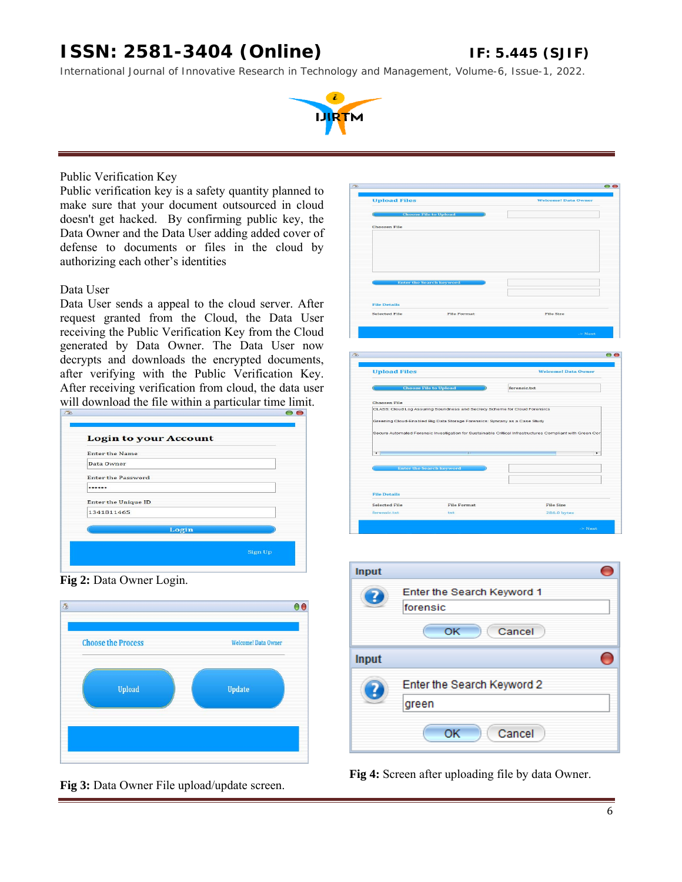Public Verification Key

Public verification key is a safety quantity planned to make sure that your document outsourced in cloud doesn't get hacked. By confirming public key, the Data Owner and the Data User adding added cover of defense to documents or files in the cloud by authorizing each other's identities

Data User

Data User sends a appeal to the cloud server. After request granted from the Cloud, the Data User receiving the Public Verification Key from the Cloud generated by Data Owner. The Data User now decrypts and downloads the encrypted documents, after verifying with the Public Verification Key. After receiving verification from cloud, the data user will download the file within a particular time limit.

**Fig 2:** Data Owner Login.

**Fig 3:** Data Owner File upload/update screen.

**Fig 4:** Screen after uploading file by data Owner.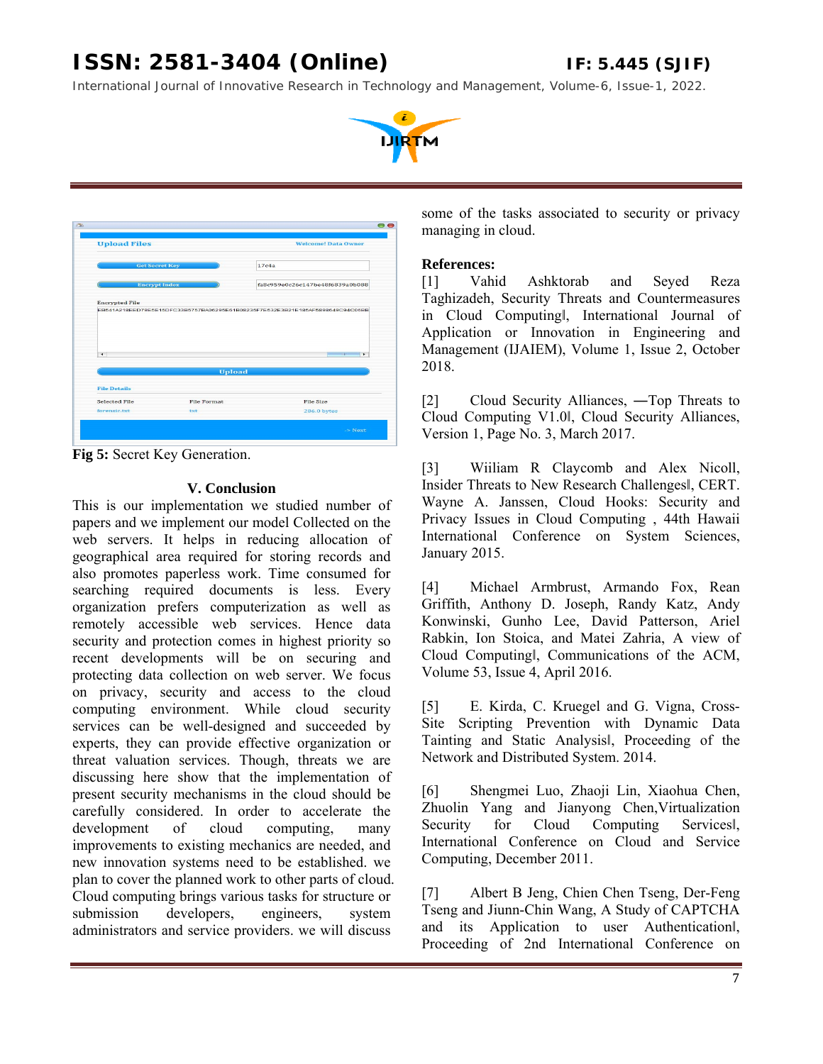**Fig 5:** Secret Key Generation.

### V. Conclusion

This is our implementation we studied number of papers and we implement our model Collected on the web servers. It helps in reducing allocation of geographical area required for storing records and also promotes paperless work. Time consumed for searching required documents is less. Every organization prefers computerization as well as remotely accessible web services. Hence data security and protection comes in highest priority so recent developments will be on securing and protecting data collection on web server. We focus on privacy, security and access to the cloud computing environment. While cloud security services can be well-designed and succeeded by experts, they can provide effective organization or threat valuation services. Though, threats we are discussing here show that the implementation of present security mechanisms in the cloud should be carefully considered. In order to accelerate the development of cloud computing, many improvements to existing mechanics are needed, and new innovation systems need to be established. we plan to cover the planned work to other parts of cloud. Cloud computing brings various tasks for structure or submission developers, engineers, system administrators and service providers. we will discuss some of the tasks associated to security or privacy managing in cloud.

**References:**

[1] Vahid Ashktorab and Seyed Reza Taghizadeh, Security Threats and Countermeasures in Cloud Computing‖, International Journal of Application or Innovation in Engineering and Management (IJAIEM), Volume 1, Issue 2, October 2018.

[2] Cloud Security Alliances, ―Top Threats to Cloud Computing V1.0‖, Cloud Security Alliances, Version 1, Page No. 3, March 2017.

[3] Wiiliam R Claycomb and Alex Nicoll, Insider Threats to New Research Challenges‖, CERT. Wayne A. Janssen, Cloud Hooks: Security and Privacy Issues in Cloud Computing , 44th Hawaii International Conference on System Sciences, January 2015.

[4] Michael Armbrust, Armando Fox, Rean Griffith, Anthony D. Joseph, Randy Katz, Andy Konwinski, Gunho Lee, David Patterson, Ariel Rabkin, Ion Stoica, and Matei Zahria, A view of Cloud Computing‖, Communications of the ACM, Volume 53, Issue 4, April 2016.

[5] E. Kirda, C. Kruegel and G. Vigna, Cross-Site Scripting Prevention with Dynamic Data Tainting and Static Analysis‖, Proceeding of the Network and Distributed System. 2014.

[6] Shengmei Luo, Zhaoji Lin, Xiaohua Chen, Zhuolin Yang and Jianyong Chen,Virtualization Security for Cloud Computing Services‖, International Conference on Cloud and Service Computing, December 2011.

[7] Albert B Jeng, Chien Chen Tseng, Der-Feng Tseng and Jiunn-Chin Wang, A Study of CAPTCHA and its Application to user Authentication‖, Proceeding of 2nd International Conference on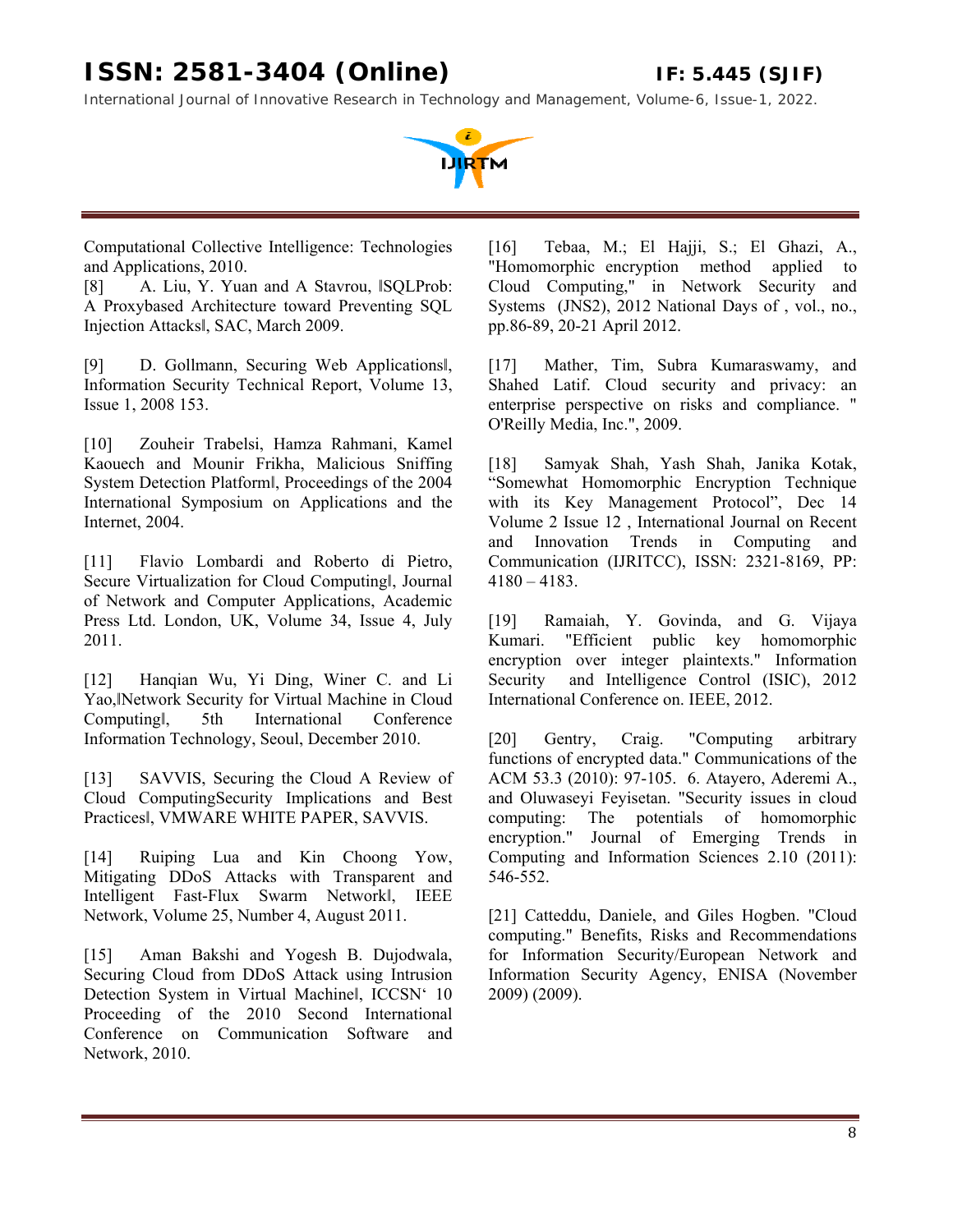Computational Collective Intelligence: Technologies and Applications, 2010.

[8] A. Liu, Y. Yuan and A Stavrou, ‖SQLProb: A Proxybased Architecture toward Preventing SQL Injection Attacks‖, SAC, March 2009.

[9] D. Gollmann, Securing Web Applications‖, Information Security Technical Report, Volume 13, Issue 1, 2008 153.

[10] Zouheir Trabelsi, Hamza Rahmani, Kamel Kaouech and Mounir Frikha, Malicious Sniffing System Detection Platform‖, Proceedings of the 2004 International Symposium on Applications and the Internet, 2004.

[11] Flavio Lombardi and Roberto di Pietro, Secure Virtualization for Cloud Computing‖, Journal of Network and Computer Applications, Academic Press Ltd. London, UK, Volume 34, Issue 4, July 2011.

[12] Hanqian Wu, Yi Ding, Winer C. and Li Yao,‖Network Security for Virtual Machine in Cloud Computing‖, 5th International Conference Information Technology, Seoul, December 2010.

[13] SAVVIS, Securing the Cloud A Review of Cloud ComputingSecurity Implications and Best Practices‖, VMWARE WHITE PAPER, SAVVIS.

[14] Ruiping Lua and Kin Choong Yow, Mitigating DDoS Attacks with Transparent and Intelligent Fast-Flux Swarm Network‖, IEEE Network, Volume 25, Number 4, August 2011.

[15] Aman Bakshi and Yogesh B. Dujodwala, Securing Cloud from DDoS Attack using Intrusion Detection System in Virtual Machine‖, ICCSN' 10 Proceeding of the 2010 Second International Conference on Communication Software and Network, 2010.

[16] Tebaa, M.; El Hajji, S.; El Ghazi, A., "Homomorphic encryption method applied to Cloud Computing," in Network Security and Systems (JNS2), 2012 National Days of , vol., no., pp.86-89, 20-21 April 2012.

[17] Mather, Tim, Subra Kumaraswamy, and Shahed Latif. Cloud security and privacy: an enterprise perspective on risks and compliance. " O'Reilly Media, Inc.", 2009.

[18] Samyak Shah, Yash Shah, Janika Kotak, "Somewhat Homomorphic Encryption Technique with its Key Management Protocol", Dec 14 Volume 2 Issue 12 , International Journal on Recent and Innovation Trends in Computing and Communication (IJRITCC), ISSN: 2321-8169, PP: 4180 – 4183.

[19] Ramaiah, Y. Govinda, and G. Vijaya Kumari. "Efficient public key homomorphic encryption over integer plaintexts." Information Security and Intelligence Control (ISIC), 2012 International Conference on. IEEE, 2012.

[20] Gentry, Craig. "Computing arbitrary functions of encrypted data." Communications of the ACM 53.3 (2010): 97-105. 6. Atayero, Aderemi A., and Oluwaseyi Feyisetan. "Security issues in cloud computing: The potentials of homomorphic encryption." Journal of Emerging Trends in Computing and Information Sciences 2.10 (2011): 546-552.

[21] Catteddu, Daniele, and Giles Hogben. "Cloud computing." Benefits, Risks and Recommendations for Information Security/European Network and Information Security Agency, ENISA (November 2009) (2009).